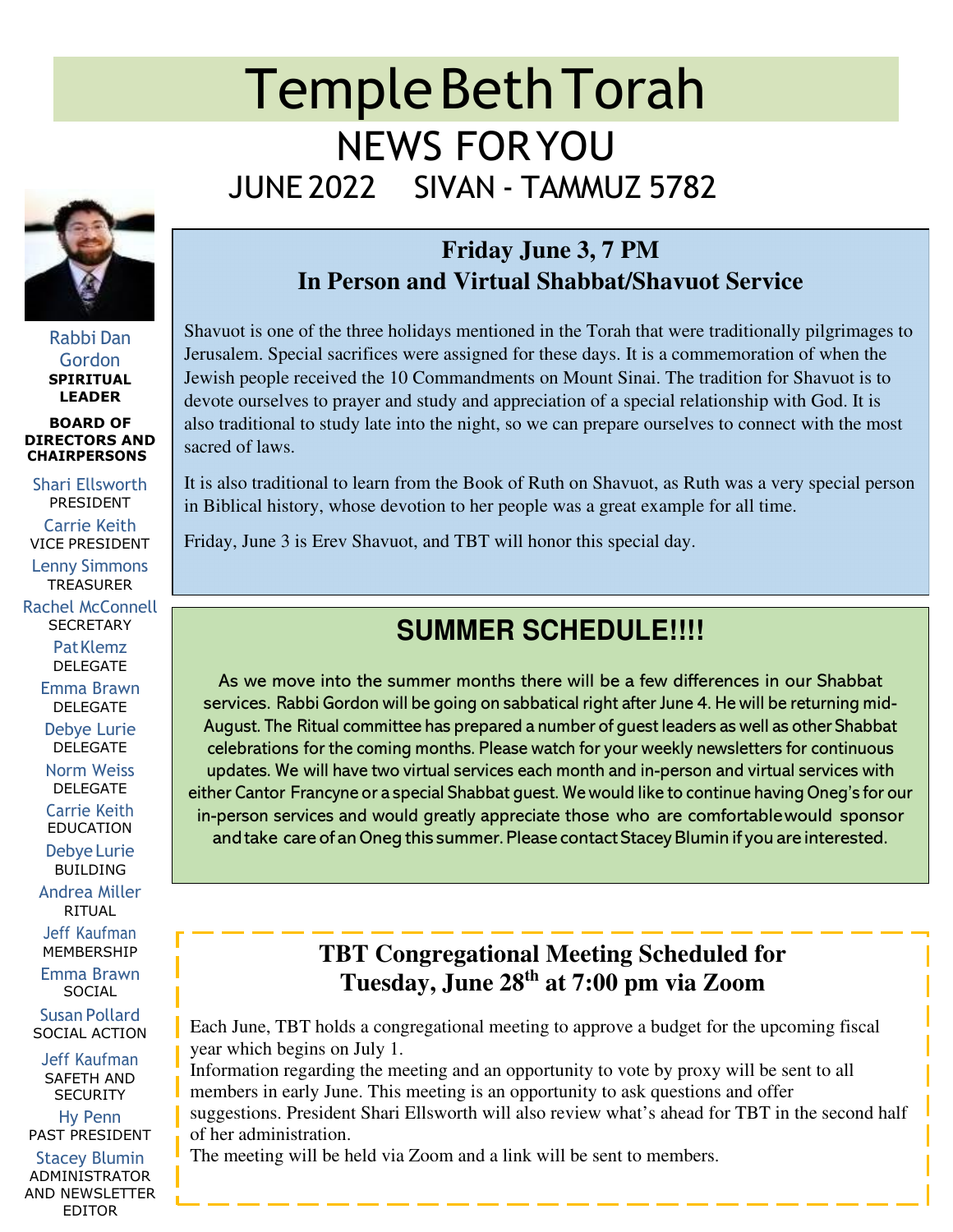# Temple Beth Torah

## NEWS FOR YOU

## JUNE 2022 SIVAN - TAMMUZ 5782

Rabbi Dan Gordon
**SPIRITUAL LEADER**

**BOARD OF DIRECTORS AND CHAIRPERSONS**

Shari Ellsworth
PRESIDENT

Carrie Keith
VICE PRESIDENT

Lenny Simmons
TREASURER

Rachel McConnell
SECRETARY

Pat Klemz
DELEGATE

Emma Brawn
DELEGATE

Debye Lurie
DELEGATE

Norm Weiss
DELEGATE

Carrie Keith
EDUCATION

Debye Lurie
BUILDING

Andrea Miller
RITUAL

Jeff Kaufman
MEMBERSHIP

Emma Brawn
SOCIAL

Susan Pollard
SOCIAL ACTION

Jeff Kaufman
SAFETH AND SECURITY

Hy Penn
PAST PRESIDENT

Stacey Blumin
ADMINISTRATOR AND NEWSLETTER EDITOR

## Friday June 3, 7 PM
## In Person and Virtual Shabbat/Shavuot Service

Shavuot is one of the three holidays mentioned in the Torah that were traditionally pilgrimages to Jerusalem. Special sacrifices were assigned for these days. It is a commemoration of when the Jewish people received the 10 Commandments on Mount Sinai. The tradition for Shavuot is to devote ourselves to prayer and study and appreciation of a special relationship with God. It is also traditional to study late into the night, so we can prepare ourselves to connect with the most sacred of laws.

It is also traditional to learn from the Book of Ruth on Shavuot, as Ruth was a very special person in Biblical history, whose devotion to her people was a great example for all time.

Friday, June 3 is Erev Shavuot, and TBT will honor this special day.

## SUMMER SCHEDULE!!!!

As we move into the summer months there will be a few differences in our Shabbat services. Rabbi Gordon will be going on sabbatical right after June 4. He will be returning mid-August. The Ritual committee has prepared a number of guest leaders as well as other Shabbat celebrations for the coming months. Please watch for your weekly newsletters for continuous updates. We will have two virtual services each month and in-person and virtual services with either Cantor Francyne or a special Shabbat guest. We would like to continue having Oneg's for our in-person services and would greatly appreciate those who are comfortable would sponsor and take care of an Oneg this summer. Please contact Stacey Blumin if you are interested.

## TBT Congregational Meeting Scheduled for Tuesday, June 28th at 7:00 pm via Zoom

Each June, TBT holds a congregational meeting to approve a budget for the upcoming fiscal year which begins on July 1.
Information regarding the meeting and an opportunity to vote by proxy will be sent to all members in early June. This meeting is an opportunity to ask questions and offer suggestions. President Shari Ellsworth will also review what's ahead for TBT in the second half of her administration.
The meeting will be held via Zoom and a link will be sent to members.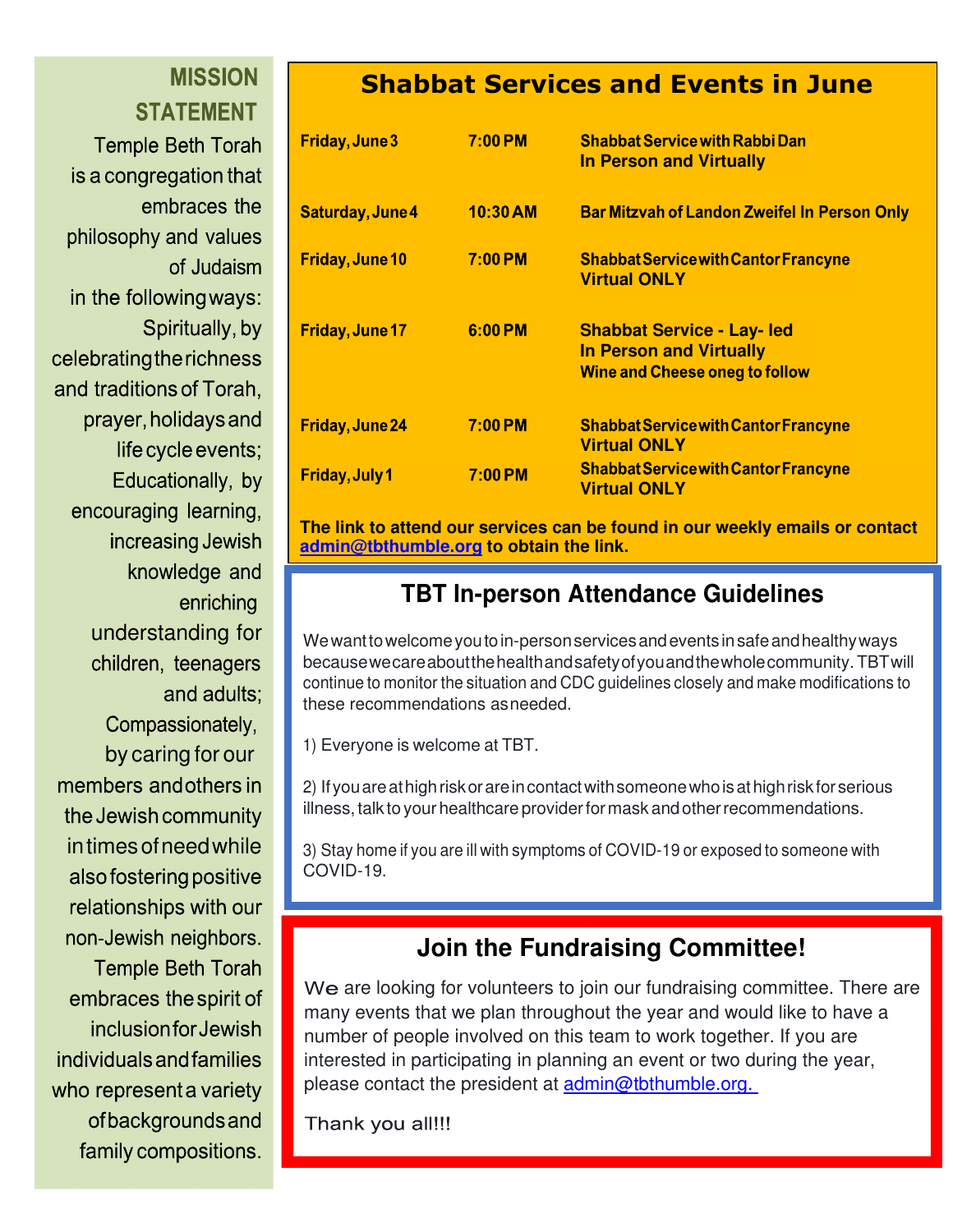## MISSION STATEMENT

Temple Beth Torah is a congregation that embraces the philosophy and values of Judaism in the following ways: Spiritually, by celebrating the richness and traditions of Torah, prayer, holidays and life cycle events; Educationally, by encouraging learning, increasing Jewish knowledge and enriching understanding for children, teenagers and adults; Compassionately, by caring for our members and others in the Jewish community in times of need while also fostering positive relationships with our non-Jewish neighbors. Temple Beth Torah embraces the spirit of inclusion for Jewish individuals and families who represent a variety of backgrounds and family compositions.

# Shabbat Services and Events in June

| Date | Time | Event |
|---|---|---|
| Friday, June 3 | 7:00 PM | Shabbat Service with Rabbi Dan<br>In Person and Virtually |
| Saturday, June 4 | 10:30 AM | Bar Mitzvah of Landon Zweifel In Person Only |
| Friday, June 10 | 7:00 PM | Shabbat Service with Cantor Francyne<br>Virtual ONLY |
| Friday, June 17 | 6:00 PM | Shabbat Service - Lay- led<br>In Person and Virtually<br>Wine and Cheese oneg to follow |
| Friday, June 24 | 7:00 PM | Shabbat Service with Cantor Francyne<br>Virtual ONLY |
| Friday, July 1 | 7:00 PM | Shabbat Service with Cantor Francyne<br>Virtual ONLY |

**The link to attend our services can be found in our weekly emails or contact admin@tbthumble.org to obtain the link.**

## TBT In-person Attendance Guidelines

We want to welcome you to in-person services and events in safe and healthy ways because we care about the health and safety of you and the whole community. TBT will continue to monitor the situation and CDC guidelines closely and make modifications to these recommendations as needed.

1) Everyone is welcome at TBT.

2) If you are at high risk or are in contact with someone who is at high risk for serious illness, talk to your healthcare provider for mask and other recommendations.

3) Stay home if you are ill with symptoms of COVID-19 or exposed to someone with COVID-19.

## Join the Fundraising Committee!

We are looking for volunteers to join our fundraising committee. There are many events that we plan throughout the year and would like to have a number of people involved on this team to work together. If you are interested in participating in planning an event or two during the year, please contact the president at admin@tbthumble.org.

Thank you all!!!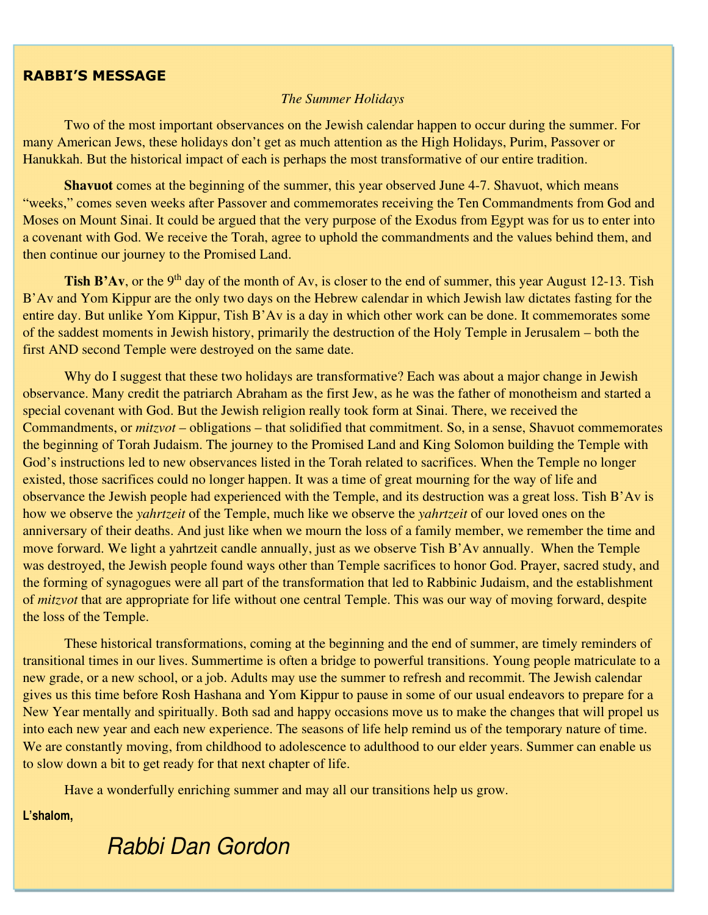## RABBI'S MESSAGE

*The Summer Holidays*

Two of the most important observances on the Jewish calendar happen to occur during the summer. For many American Jews, these holidays don't get as much attention as the High Holidays, Purim, Passover or Hanukkah. But the historical impact of each is perhaps the most transformative of our entire tradition.

**Shavuot** comes at the beginning of the summer, this year observed June 4-7. Shavuot, which means "weeks," comes seven weeks after Passover and commemorates receiving the Ten Commandments from God and Moses on Mount Sinai. It could be argued that the very purpose of the Exodus from Egypt was for us to enter into a covenant with God. We receive the Torah, agree to uphold the commandments and the values behind them, and then continue our journey to the Promised Land.

**Tish B'Av**, or the 9th day of the month of Av, is closer to the end of summer, this year August 12-13. Tish B'Av and Yom Kippur are the only two days on the Hebrew calendar in which Jewish law dictates fasting for the entire day. But unlike Yom Kippur, Tish B'Av is a day in which other work can be done. It commemorates some of the saddest moments in Jewish history, primarily the destruction of the Holy Temple in Jerusalem – both the first AND second Temple were destroyed on the same date.

Why do I suggest that these two holidays are transformative? Each was about a major change in Jewish observance. Many credit the patriarch Abraham as the first Jew, as he was the father of monotheism and started a special covenant with God. But the Jewish religion really took form at Sinai. There, we received the Commandments, or *mitzvot* – obligations – that solidified that commitment. So, in a sense, Shavuot commemorates the beginning of Torah Judaism. The journey to the Promised Land and King Solomon building the Temple with God's instructions led to new observances listed in the Torah related to sacrifices. When the Temple no longer existed, those sacrifices could no longer happen. It was a time of great mourning for the way of life and observance the Jewish people had experienced with the Temple, and its destruction was a great loss. Tish B'Av is how we observe the *yahrtzeit* of the Temple, much like we observe the *yahrtzeit* of our loved ones on the anniversary of their deaths. And just like when we mourn the loss of a family member, we remember the time and move forward. We light a yahrtzeit candle annually, just as we observe Tish B'Av annually. When the Temple was destroyed, the Jewish people found ways other than Temple sacrifices to honor God. Prayer, sacred study, and the forming of synagogues were all part of the transformation that led to Rabbinic Judaism, and the establishment of *mitzvot* that are appropriate for life without one central Temple. This was our way of moving forward, despite the loss of the Temple.

These historical transformations, coming at the beginning and the end of summer, are timely reminders of transitional times in our lives. Summertime is often a bridge to powerful transitions. Young people matriculate to a new grade, or a new school, or a job. Adults may use the summer to refresh and recommit. The Jewish calendar gives us this time before Rosh Hashana and Yom Kippur to pause in some of our usual endeavors to prepare for a New Year mentally and spiritually. Both sad and happy occasions move us to make the changes that will propel us into each new year and each new experience. The seasons of life help remind us of the temporary nature of time. We are constantly moving, from childhood to adolescence to adulthood to our elder years. Summer can enable us to slow down a bit to get ready for that next chapter of life.

Have a wonderfully enriching summer and may all our transitions help us grow.

**L'shalom,**

*Rabbi Dan Gordon*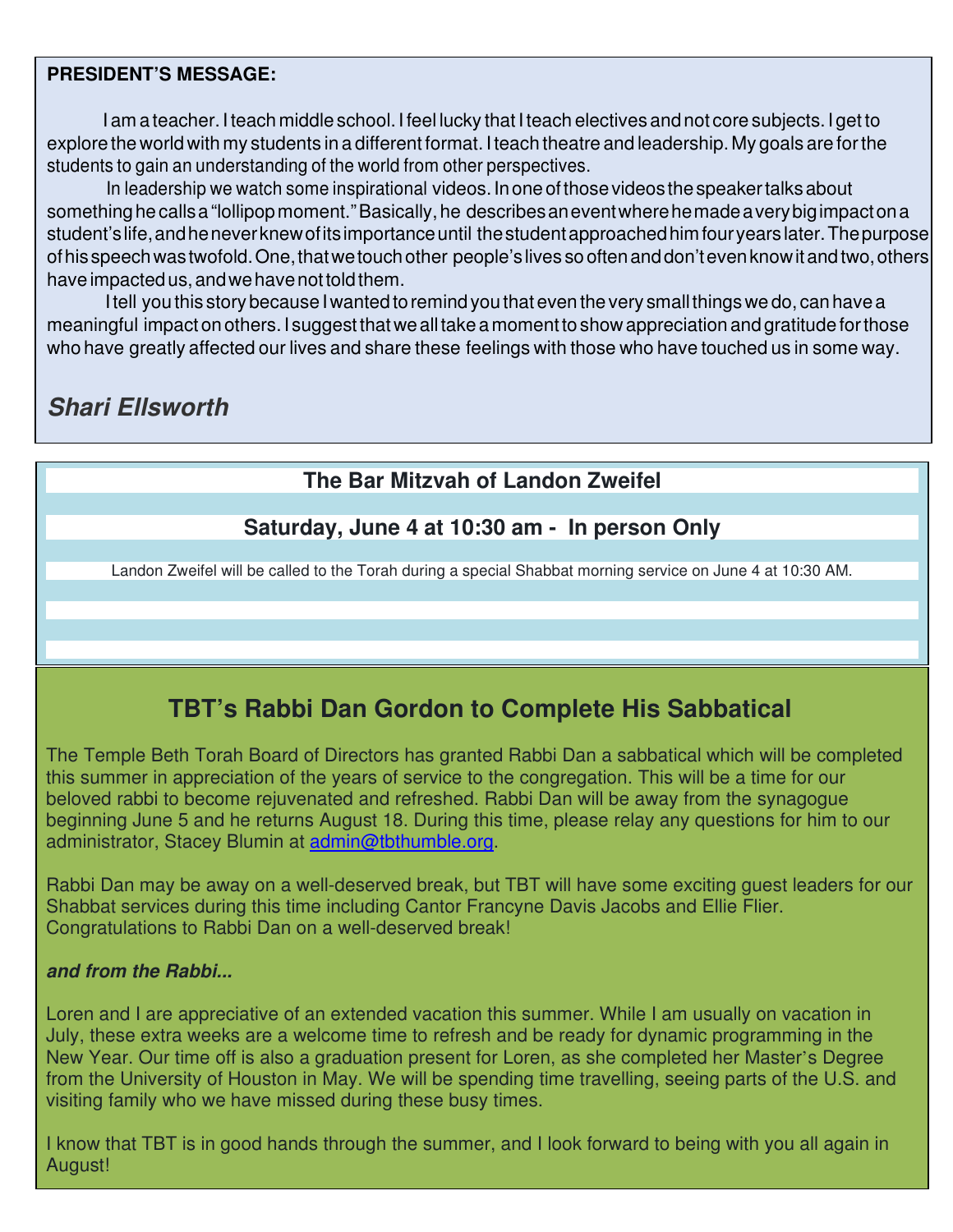**PRESIDENT'S MESSAGE:**

I am a teacher. I teach middle school. I feel lucky that I teach electives and not core subjects. I get to explore the world with my students in a different format. I teach theatre and leadership. My goals are for the students to gain an understanding of the world from other perspectives.

In leadership we watch some inspirational videos. In one of those videos the speaker talks about something he calls a "lollipop moment." Basically, he describes an event where he made a very big impact on a student's life, and he never knew of its importance until the student approached him four years later. The purpose of his speech was twofold. One, that we touch other people's lives so often and don't even know it and two, others have impacted us, and we have not told them.

I tell you this story because I wanted to remind you that even the very small things we do, can have a meaningful impact on others. I suggest that we all take a moment to show appreciation and gratitude for those who have greatly affected our lives and share these feelings with those who have touched us in some way.

***Shari Ellsworth***

## The Bar Mitzvah of Landon Zweifel

### Saturday, June 4 at 10:30 am - In person Only

Landon Zweifel will be called to the Torah during a special Shabbat morning service on June 4 at 10:30 AM.

## TBT's Rabbi Dan Gordon to Complete His Sabbatical

The Temple Beth Torah Board of Directors has granted Rabbi Dan a sabbatical which will be completed this summer in appreciation of the years of service to the congregation. This will be a time for our beloved rabbi to become rejuvenated and refreshed. Rabbi Dan will be away from the synagogue beginning June 5 and he returns August 18. During this time, please relay any questions for him to our administrator, Stacey Blumin at admin@tbthumble.org.

Rabbi Dan may be away on a well-deserved break, but TBT will have some exciting guest leaders for our Shabbat services during this time including Cantor Francyne Davis Jacobs and Ellie Flier. Congratulations to Rabbi Dan on a well-deserved break!

***and from the Rabbi...***

Loren and I are appreciative of an extended vacation this summer. While I am usually on vacation in July, these extra weeks are a welcome time to refresh and be ready for dynamic programming in the New Year. Our time off is also a graduation present for Loren, as she completed her Master's Degree from the University of Houston in May. We will be spending time travelling, seeing parts of the U.S. and visiting family who we have missed during these busy times.

I know that TBT is in good hands through the summer, and I look forward to being with you all again in August!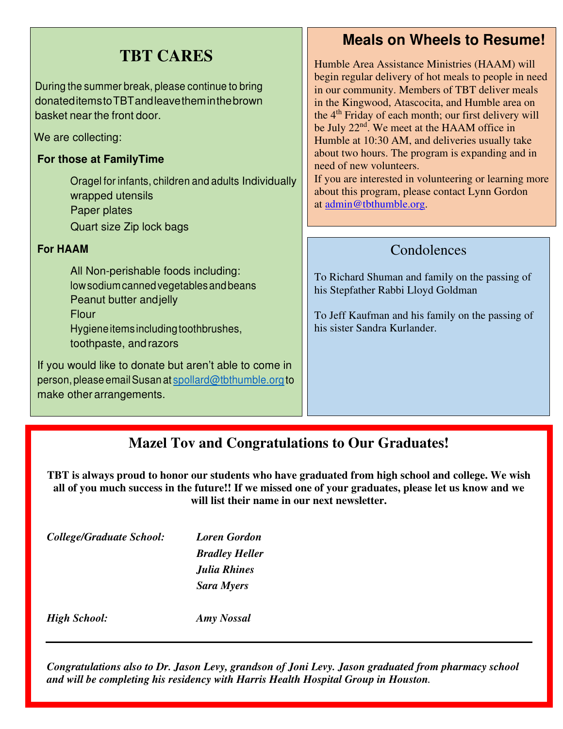## TBT CARES

During the summer break, please continue to bring donated items to TBT and leave them in the brown basket near the front door.

We are collecting:

**For those at FamilyTime**

- Oragel for infants, children and adults Individually wrapped utensils
- Paper plates
- Quart size Zip lock bags

**For HAAM**

- All Non-perishable foods including: low sodium canned vegetables and beans
- Peanut butter and jelly
- Flour
- Hygiene items including toothbrushes, toothpaste, and razors

If you would like to donate but aren't able to come in person, please email Susan at spollard@tbthumble.org to make other arrangements.

## Meals on Wheels to Resume!

Humble Area Assistance Ministries (HAAM) will begin regular delivery of hot meals to people in need in our community. Members of TBT deliver meals in the Kingwood, Atascocita, and Humble area on the 4th Friday of each month; our first delivery will be July 22nd. We meet at the HAAM office in Humble at 10:30 AM, and deliveries usually take about two hours. The program is expanding and in need of new volunteers.

If you are interested in volunteering or learning more about this program, please contact Lynn Gordon at admin@tbthumble.org.

## Condolences

To Richard Shuman and family on the passing of his Stepfather Rabbi Lloyd Goldman

To Jeff Kaufman and his family on the passing of his sister Sandra Kurlander.

## Mazel Tov and Congratulations to Our Graduates!

**TBT is always proud to honor our students who have graduated from high school and college. We wish all of you much success in the future!! If we missed one of your graduates, please let us know and we will list their name in our next newsletter.**

***College/Graduate School:***

- ***Loren Gordon***
- ***Bradley Heller***
- ***Julia Rhines***
- ***Sara Myers***

***High School:***

- ***Amy Nossal***

---

***Congratulations also to Dr. Jason Levy, grandson of Joni Levy. Jason graduated from pharmacy school and will be completing his residency with Harris Health Hospital Group in Houston.***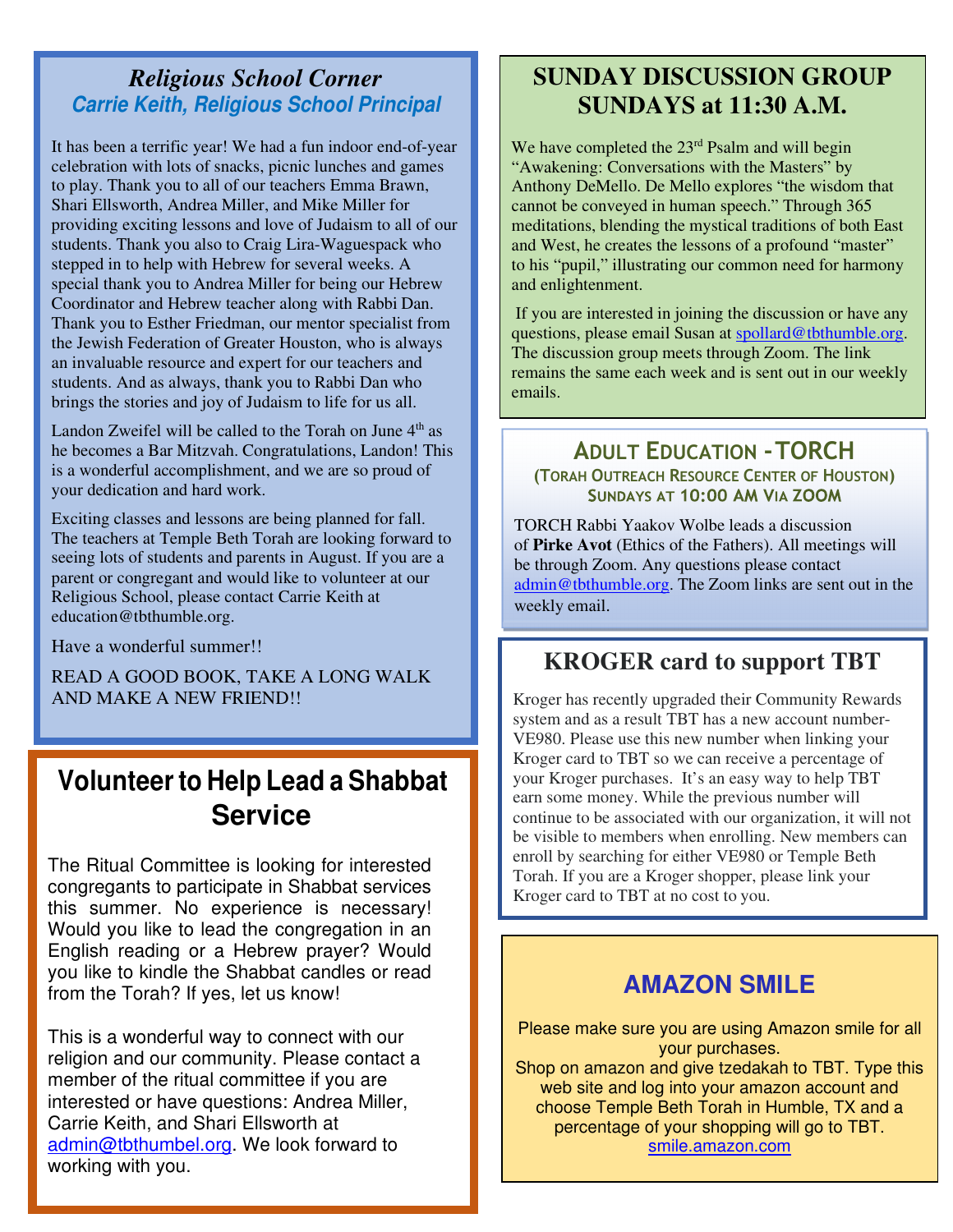## *Religious School Corner*

***Carrie Keith, Religious School Principal***

It has been a terrific year! We had a fun indoor end-of-year celebration with lots of snacks, picnic lunches and games to play. Thank you to all of our teachers Emma Brawn, Shari Ellsworth, Andrea Miller, and Mike Miller for providing exciting lessons and love of Judaism to all of our students. Thank you also to Craig Lira-Waguespack who stepped in to help with Hebrew for several weeks. A special thank you to Andrea Miller for being our Hebrew Coordinator and Hebrew teacher along with Rabbi Dan. Thank you to Esther Friedman, our mentor specialist from the Jewish Federation of Greater Houston, who is always an invaluable resource and expert for our teachers and students. And as always, thank you to Rabbi Dan who brings the stories and joy of Judaism to life for us all.

Landon Zweifel will be called to the Torah on June 4th as he becomes a Bar Mitzvah. Congratulations, Landon! This is a wonderful accomplishment, and we are so proud of your dedication and hard work.

Exciting classes and lessons are being planned for fall. The teachers at Temple Beth Torah are looking forward to seeing lots of students and parents in August. If you are a parent or congregant and would like to volunteer at our Religious School, please contact Carrie Keith at education@tbthumble.org.

Have a wonderful summer!!

READ A GOOD BOOK, TAKE A LONG WALK AND MAKE A NEW FRIEND!!

## Volunteer to Help Lead a Shabbat Service

The Ritual Committee is looking for interested congregants to participate in Shabbat services this summer. No experience is necessary! Would you like to lead the congregation in an English reading or a Hebrew prayer? Would you like to kindle the Shabbat candles or read from the Torah? If yes, let us know!

This is a wonderful way to connect with our religion and our community. Please contact a member of the ritual committee if you are interested or have questions: Andrea Miller, Carrie Keith, and Shari Ellsworth at admin@tbthumbel.org. We look forward to working with you.

## SUNDAY DISCUSSION GROUP SUNDAYS at 11:30 A.M.

We have completed the 23rd Psalm and will begin "Awakening: Conversations with the Masters" by Anthony DeMello. De Mello explores "the wisdom that cannot be conveyed in human speech." Through 365 meditations, blending the mystical traditions of both East and West, he creates the lessons of a profound "master" to his "pupil," illustrating our common need for harmony and enlightenment.

If you are interested in joining the discussion or have any questions, please email Susan at spollard@tbthumble.org. The discussion group meets through Zoom. The link remains the same each week and is sent out in our weekly emails.

## ADULT EDUCATION - TORCH

**(TORAH OUTREACH RESOURCE CENTER OF HOUSTON)**
**SUNDAYS AT 10:00 AM VIA ZOOM**

TORCH Rabbi Yaakov Wolbe leads a discussion of **Pirke Avot** (Ethics of the Fathers). All meetings will be through Zoom. Any questions please contact admin@tbthumble.org. The Zoom links are sent out in the weekly email.

## KROGER card to support TBT

Kroger has recently upgraded their Community Rewards system and as a result TBT has a new account number-VE980. Please use this new number when linking your Kroger card to TBT so we can receive a percentage of your Kroger purchases. It's an easy way to help TBT earn some money. While the previous number will continue to be associated with our organization, it will not be visible to members when enrolling. New members can enroll by searching for either VE980 or Temple Beth Torah. If you are a Kroger shopper, please link your Kroger card to TBT at no cost to you.

## AMAZON SMILE

Please make sure you are using Amazon smile for all your purchases.
Shop on amazon and give tzedakah to TBT. Type this web site and log into your amazon account and choose Temple Beth Torah in Humble, TX and a percentage of your shopping will go to TBT.
smile.amazon.com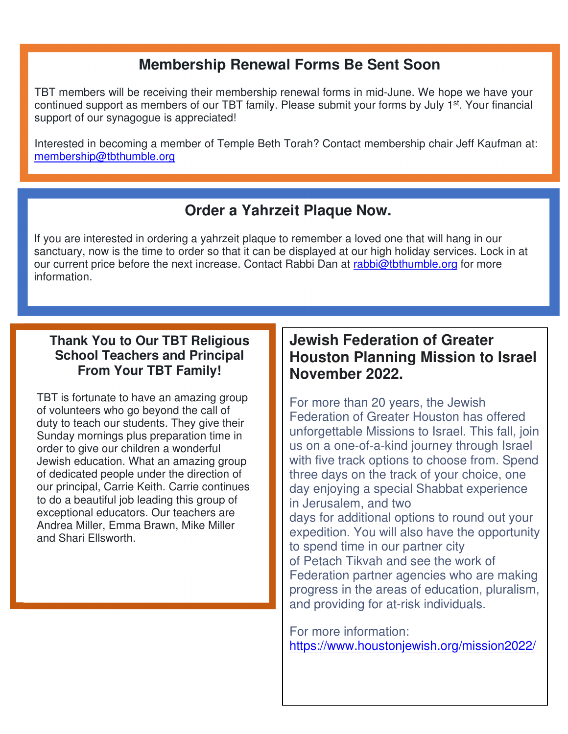## Membership Renewal Forms Be Sent Soon

TBT members will be receiving their membership renewal forms in mid-June. We hope we have your continued support as members of our TBT family. Please submit your forms by July 1st. Your financial support of our synagogue is appreciated!

Interested in becoming a member of Temple Beth Torah? Contact membership chair Jeff Kaufman at: membership@tbthumble.org

## Order a Yahrzeit Plaque Now.

If you are interested in ordering a yahrzeit plaque to remember a loved one that will hang in our sanctuary, now is the time to order so that it can be displayed at our high holiday services. Lock in at our current price before the next increase. Contact Rabbi Dan at rabbi@tbthumble.org for more information.

### Thank You to Our TBT Religious School Teachers and Principal From Your TBT Family!

TBT is fortunate to have an amazing group of volunteers who go beyond the call of duty to teach our students. They give their Sunday mornings plus preparation time in order to give our children a wonderful Jewish education. What an amazing group of dedicated people under the direction of our principal, Carrie Keith. Carrie continues to do a beautiful job leading this group of exceptional educators. Our teachers are Andrea Miller, Emma Brawn, Mike Miller and Shari Ellsworth.

### Jewish Federation of Greater Houston Planning Mission to Israel November 2022.

For more than 20 years, the Jewish Federation of Greater Houston has offered unforgettable Missions to Israel. This fall, join us on a one-of-a-kind journey through Israel with five track options to choose from. Spend three days on the track of your choice, one day enjoying a special Shabbat experience in Jerusalem, and two days for additional options to round out your expedition. You will also have the opportunity to spend time in our partner city of Petach Tikvah and see the work of Federation partner agencies who are making progress in the areas of education, pluralism, and providing for at-risk individuals.

For more information: https://www.houstonjewish.org/mission2022/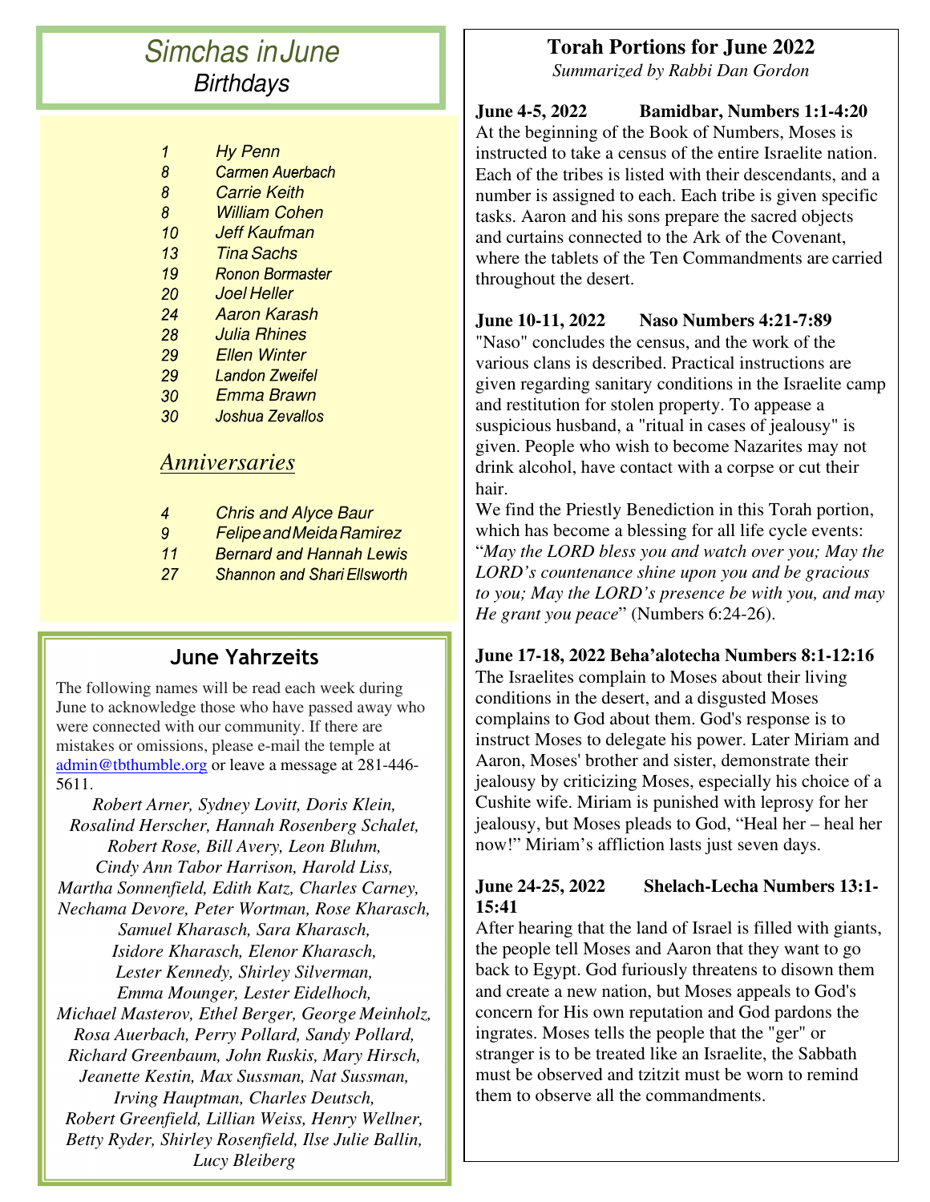# Simchas in June

## Birthdays

| | |
|---|---|
| 1 | Hy Penn |
| 8 | Carmen Auerbach |
| 8 | Carrie Keith |
| 8 | William Cohen |
| 10 | Jeff Kaufman |
| 13 | Tina Sachs |
| 19 | Ronon Bormaster |
| 20 | Joel Heller |
| 24 | Aaron Karash |
| 28 | Julia Rhines |
| 29 | Ellen Winter |
| 29 | Landon Zweifel |
| 30 | Emma Brawn |
| 30 | Joshua Zevallos |

## *Anniversaries*

| | |
|---|---|
| 4 | Chris and Alyce Baur |
| 9 | Felipe and Meida Ramirez |
| 11 | Bernard and Hannah Lewis |
| 27 | Shannon and Shari Ellsworth |

## June Yahrzeits

The following names will be read each week during June to acknowledge those who have passed away who were connected with our community. If there are mistakes or omissions, please e-mail the temple at admin@tbthumble.org or leave a message at 281-446-5611.

*Robert Arner, Sydney Lovitt, Doris Klein, Rosalind Herscher, Hannah Rosenberg Schalet, Robert Rose, Bill Avery, Leon Bluhm, Cindy Ann Tabor Harrison, Harold Liss, Martha Sonnenfield, Edith Katz, Charles Carney, Nechama Devore, Peter Wortman, Rose Kharasch, Samuel Kharasch, Sara Kharasch, Isidore Kharasch, Elenor Kharasch, Lester Kennedy, Shirley Silverman, Emma Mounger, Lester Eidelhoch, Michael Masterov, Ethel Berger, George Meinholz, Rosa Auerbach, Perry Pollard, Sandy Pollard, Richard Greenbaum, John Ruskis, Mary Hirsch, Jeanette Kestin, Max Sussman, Nat Sussman, Irving Hauptman, Charles Deutsch, Robert Greenfield, Lillian Weiss, Henry Wellner, Betty Ryder, Shirley Rosenfield, Ilse Julie Ballin, Lucy Bleiberg*

# Torah Portions for June 2022

*Summarized by Rabbi Dan Gordon*

**June 4-5, 2022 Bamidbar, Numbers 1:1-4:20**

At the beginning of the Book of Numbers, Moses is instructed to take a census of the entire Israelite nation. Each of the tribes is listed with their descendants, and a number is assigned to each. Each tribe is given specific tasks. Aaron and his sons prepare the sacred objects and curtains connected to the Ark of the Covenant, where the tablets of the Ten Commandments are carried throughout the desert.

**June 10-11, 2022 Naso Numbers 4:21-7:89**

"Naso" concludes the census, and the work of the various clans is described. Practical instructions are given regarding sanitary conditions in the Israelite camp and restitution for stolen property. To appease a suspicious husband, a "ritual in cases of jealousy" is given. People who wish to become Nazarites may not drink alcohol, have contact with a corpse or cut their hair.

We find the Priestly Benediction in this Torah portion, which has become a blessing for all life cycle events: "*May the LORD bless you and watch over you; May the LORD's countenance shine upon you and be gracious to you; May the LORD's presence be with you, and may He grant you peace*" (Numbers 6:24-26).

**June 17-18, 2022 Beha'alotecha Numbers 8:1-12:16**

The Israelites complain to Moses about their living conditions in the desert, and a disgusted Moses complains to God about them. God's response is to instruct Moses to delegate his power. Later Miriam and Aaron, Moses' brother and sister, demonstrate their jealousy by criticizing Moses, especially his choice of a Cushite wife. Miriam is punished with leprosy for her jealousy, but Moses pleads to God, "Heal her – heal her now!" Miriam's affliction lasts just seven days.

**June 24-25, 2022 Shelach-Lecha Numbers 13:1-15:41**

After hearing that the land of Israel is filled with giants, the people tell Moses and Aaron that they want to go back to Egypt. God furiously threatens to disown them and create a new nation, but Moses appeals to God's concern for His own reputation and God pardons the ingrates. Moses tells the people that the "ger" or stranger is to be treated like an Israelite, the Sabbath must be observed and tzitzit must be worn to remind them to observe all the commandments.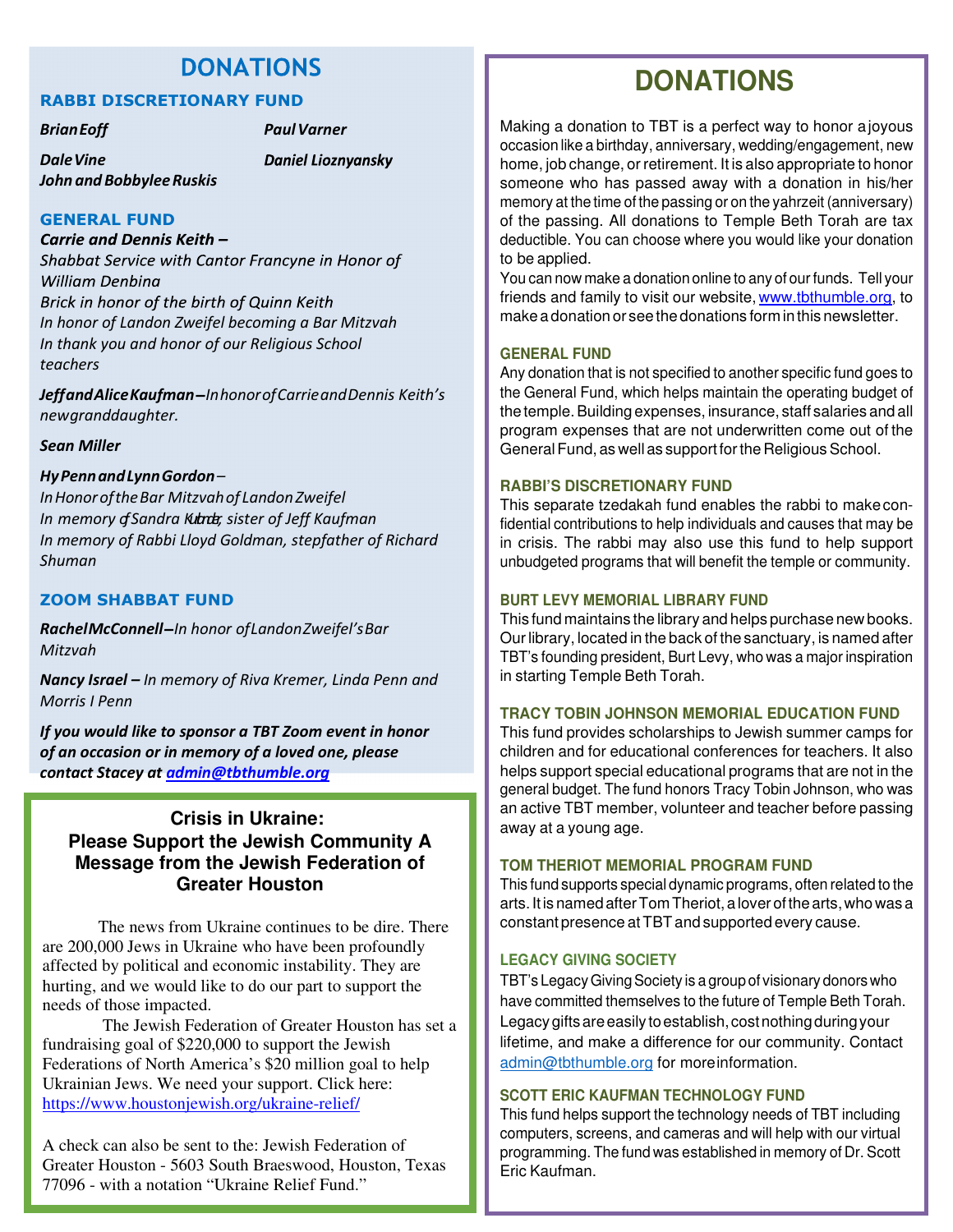# DONATIONS

### RABBI DISCRETIONARY FUND

*Brian Eoff*

*Paul Varner*

*Dale Vine*

*Daniel Lioznyansky*

*John and Bobbylee Ruskis*

### GENERAL FUND

***Carrie and Dennis Keith –***
*Shabbat Service with Cantor Francyne in Honor of William Denbina*
*Brick in honor of the birth of Quinn Keith*
*In honor of Landon Zweifel becoming a Bar Mitzvah*
*In thank you and honor of our Religious School teachers*

***Jeff and Alice Kaufman –*** *In honor of Carrie and Dennis Keith's new granddaughter.*

***Sean Miller***

***Hy Penn and Lynn Gordon*** *–*
*In Honor of the Bar Mitzvah of Landon Zweifel*
*In memory of Sandra Kutner, sister of Jeff Kaufman*
*In memory of Rabbi Lloyd Goldman, stepfather of Richard Shuman*

### ZOOM SHABBAT FUND

***Rachel McConnell –*** *In honor of Landon Zweifel's Bar Mitzvah*

***Nancy Israel –*** *In memory of Riva Kremer, Linda Penn and Morris I Penn*

***If you would like to sponsor a TBT Zoom event in honor of an occasion or in memory of a loved one, please contact Stacey at [admin@tbthumble.org](mailto:admin@tbthumble.org)***

## Crisis in Ukraine: Please Support the Jewish Community A Message from the Jewish Federation of Greater Houston

The news from Ukraine continues to be dire. There are 200,000 Jews in Ukraine who have been profoundly affected by political and economic instability. They are hurting, and we would like to do our part to support the needs of those impacted.

The Jewish Federation of Greater Houston has set a fundraising goal of $220,000 to support the Jewish Federations of North America's $20 million goal to help Ukrainian Jews. We need your support. Click here: https://www.houstonjewish.org/ukraine-relief/

A check can also be sent to the: Jewish Federation of Greater Houston - 5603 South Braeswood, Houston, Texas 77096 - with a notation "Ukraine Relief Fund."

# DONATIONS

Making a donation to TBT is a perfect way to honor a joyous occasion like a birthday, anniversary, wedding/engagement, new home, job change, or retirement. It is also appropriate to honor someone who has passed away with a donation in his/her memory at the time of the passing or on the yahrzeit (anniversary) of the passing. All donations to Temple Beth Torah are tax deductible. You can choose where you would like your donation to be applied.

You can now make a donation online to any of our funds. Tell your friends and family to visit our website, www.tbthumble.org, to make a donation or see the donations form in this newsletter.

### GENERAL FUND

Any donation that is not specified to another specific fund goes to the General Fund, which helps maintain the operating budget of the temple. Building expenses, insurance, staff salaries and all program expenses that are not underwritten come out of the General Fund, as well as support for the Religious School.

### RABBI'S DISCRETIONARY FUND

This separate tzedakah fund enables the rabbi to make confidential contributions to help individuals and causes that may be in crisis. The rabbi may also use this fund to help support unbudgeted programs that will benefit the temple or community.

### BURT LEVY MEMORIAL LIBRARY FUND

This fund maintains the library and helps purchase new books. Our library, located in the back of the sanctuary, is named after TBT's founding president, Burt Levy, who was a major inspiration in starting Temple Beth Torah.

### TRACY TOBIN JOHNSON MEMORIAL EDUCATION FUND

This fund provides scholarships to Jewish summer camps for children and for educational conferences for teachers. It also helps support special educational programs that are not in the general budget. The fund honors Tracy Tobin Johnson, who was an active TBT member, volunteer and teacher before passing away at a young age.

### TOM THERIOT MEMORIAL PROGRAM FUND

This fund supports special dynamic programs, often related to the arts. It is named after Tom Theriot, a lover of the arts, who was a constant presence at TBT and supported every cause.

### LEGACY GIVING SOCIETY

TBT's Legacy Giving Society is a group of visionary donors who have committed themselves to the future of Temple Beth Torah. Legacy gifts are easily to establish, cost nothing during your lifetime, and make a difference for our community. Contact admin@tbthumble.org for more information.

### SCOTT ERIC KAUFMAN TECHNOLOGY FUND

This fund helps support the technology needs of TBT including computers, screens, and cameras and will help with our virtual programming. The fund was established in memory of Dr. Scott Eric Kaufman.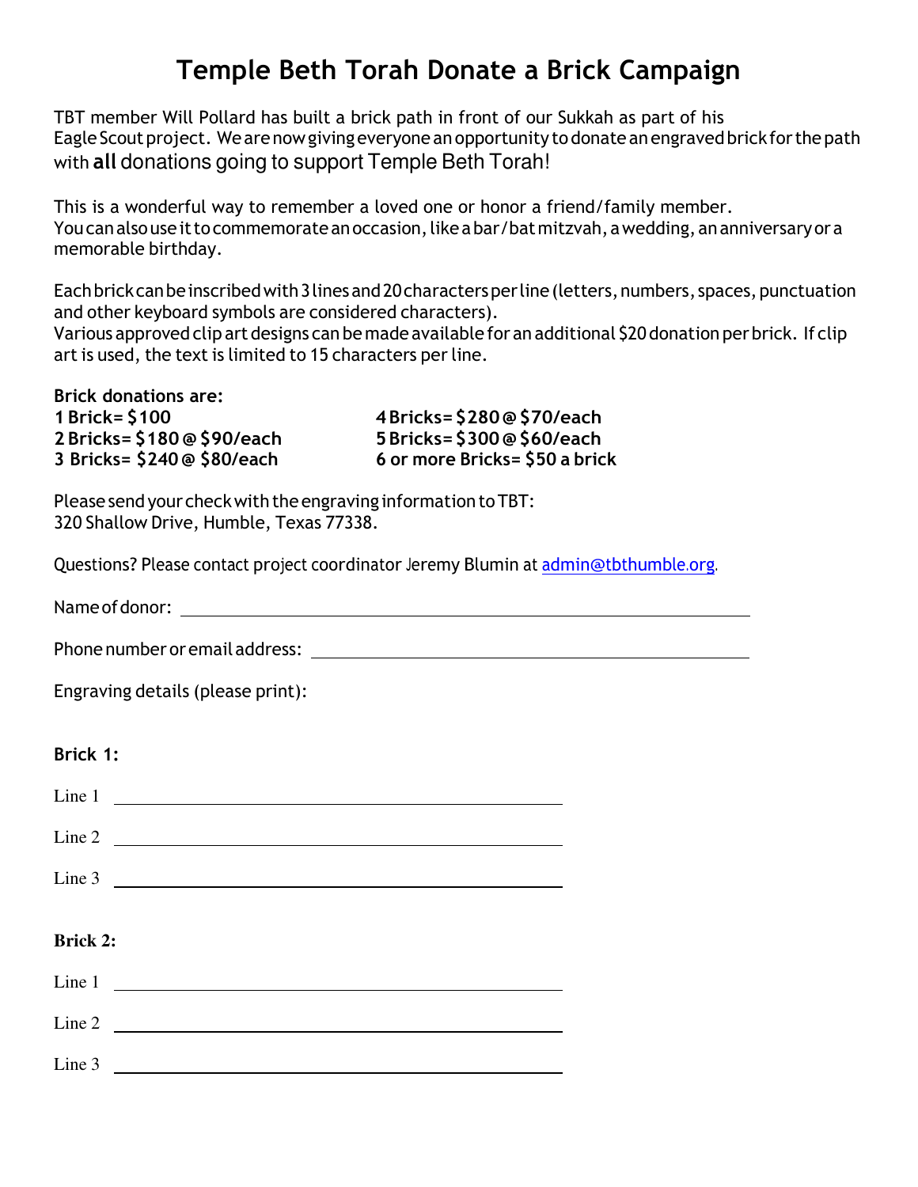# Temple Beth Torah Donate a Brick Campaign

TBT member Will Pollard has built a brick path in front of our Sukkah as part of his Eagle Scout project. We are now giving everyone an opportunity to donate an engraved brick for the path with **all** donations going to support Temple Beth Torah!

This is a wonderful way to remember a loved one or honor a friend/family member. You can also use it to commemorate an occasion, like a bar/bat mitzvah, a wedding, an anniversary or a memorable birthday.

Each brick can be inscribed with 3 lines and 20 characters per line (letters, numbers, spaces, punctuation and other keyboard symbols are considered characters).
Various approved clip art designs can be made available for an additional $20 donation per brick. If clip art is used, the text is limited to 15 characters per line.

**Brick donations are:**

**1 Brick= $100**
**2 Bricks= $180 @ $90/each**
**3 Bricks= $240 @ $80/each**
**4 Bricks= $280 @ $70/each**
**5 Bricks= $300 @ $60/each**
**6 or more Bricks= $50 a brick**

Please send your check with the engraving information to TBT:
320 Shallow Drive, Humble, Texas 77338.

Questions? Please contact project coordinator Jeremy Blumin at admin@tbthumble.org.

Name of donor: ______________________________________________

Phone number or email address: ______________________________________

Engraving details (please print):

**Brick 1:**

Line 1 ____________________________________

Line 2 ____________________________________

Line 3 ____________________________________

**Brick 2:**

Line 1 ____________________________________

Line 2 ____________________________________

Line 3 ____________________________________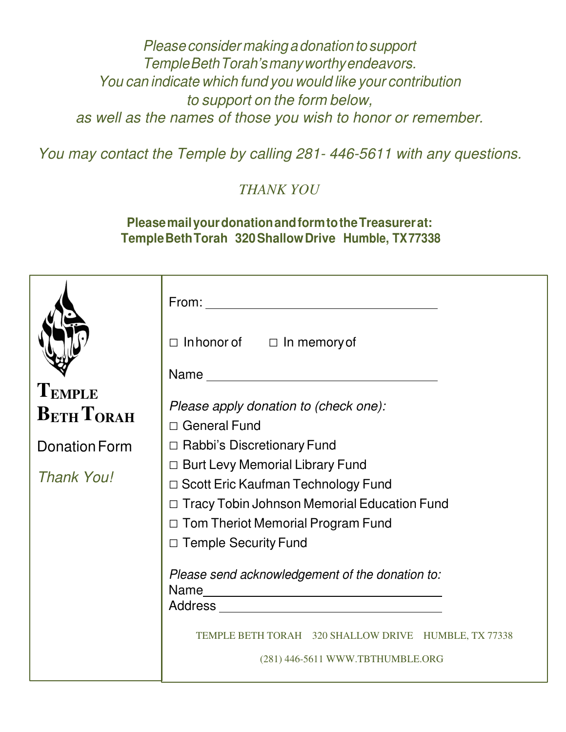*Please consider making a donation to support*
*Temple Beth Torah's many worthy endeavors.*
*You can indicate which fund you would like your contribution*
*to support on the form below,*
*as well as the names of those you wish to honor or remember.*

*You may contact the Temple by calling 281- 446-5611 with any questions.*

*THANK YOU*

**Please mail your donation and form to the Treasurer at:**
**Temple Beth Torah 320 Shallow Drive Humble, TX 77338**

---

**TEMPLE BETH TORAH**

Donation Form

*Thank You!*

From: ____________________________

☐ In honor of ☐ In memory of

Name ____________________________

*Please apply donation to (check one):*

- ☐ General Fund
- ☐ Rabbi's Discretionary Fund
- ☐ Burt Levy Memorial Library Fund
- ☐ Scott Eric Kaufman Technology Fund
- ☐ Tracy Tobin Johnson Memorial Education Fund
- ☐ Tom Theriot Memorial Program Fund
- ☐ Temple Security Fund

*Please send acknowledgement of the donation to:*

Name ____________________________

Address ____________________________

TEMPLE BETH TORAH 320 SHALLOW DRIVE HUMBLE, TX 77338

(281) 446-5611 WWW.TBTHUMBLE.ORG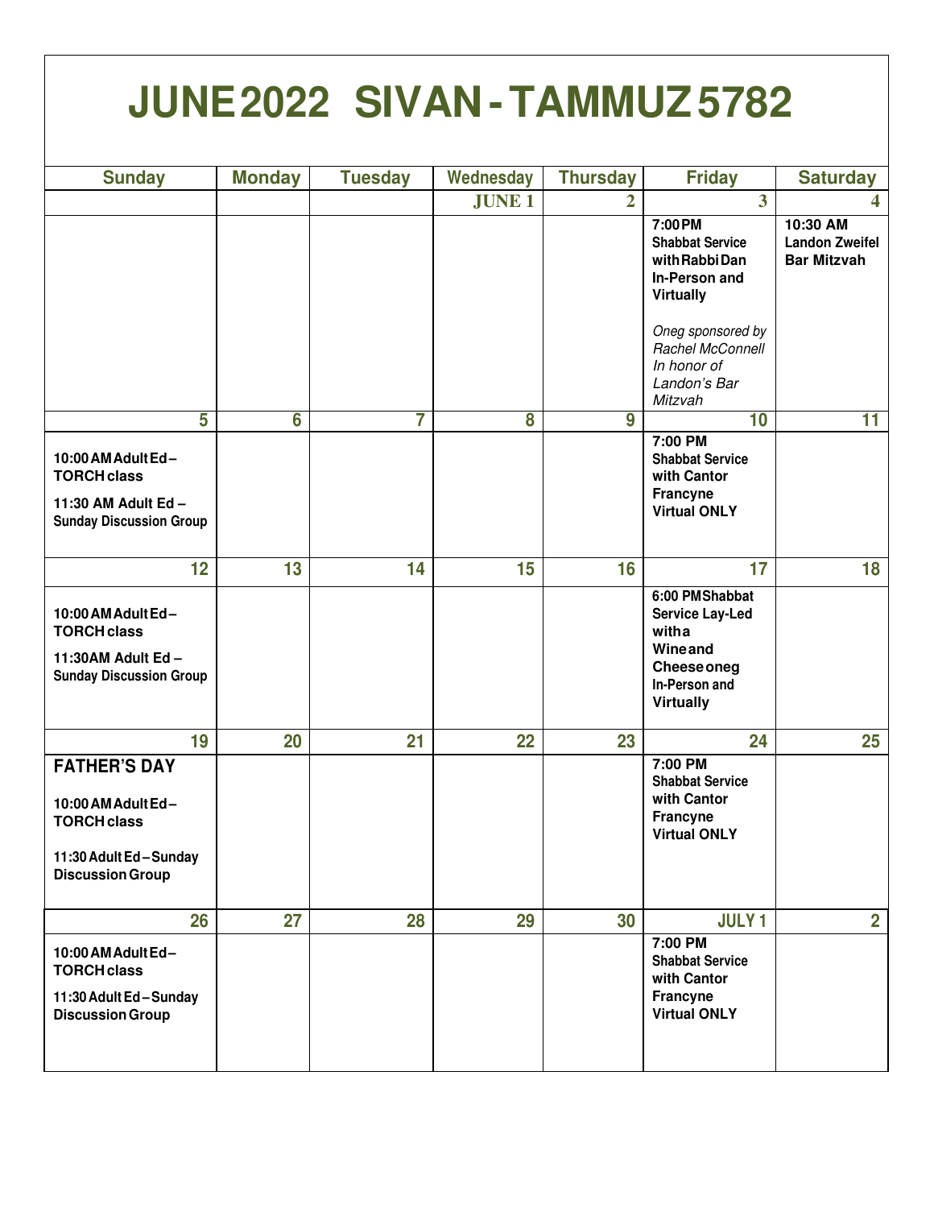# JUNE 2022 SIVAN - TAMMUZ 5782

| Sunday | Monday | Tuesday | Wednesday | Thursday | Friday | Saturday |
|---|---|---|---|---|---|---|
| | | | JUNE 1 | 2 | 3 | 4 |
| | | | | | **7:00 PM Shabbat Service with Rabbi Dan In-Person and Virtually**<br><br>*Oneg sponsored by Rachel McConnell In honor of Landon's Bar Mitzvah* | **10:30 AM Landon Zweifel Bar Mitzvah** |
| 5 | 6 | 7 | 8 | 9 | 10 | 11 |
| **10:00 AM Adult Ed – TORCH class**<br><br>**11:30 AM Adult Ed – Sunday Discussion Group** | | | | | **7:00 PM Shabbat Service with Cantor Francyne Virtual ONLY** | |
| 12 | 13 | 14 | 15 | 16 | 17 | 18 |
| **10:00 AM Adult Ed – TORCH class**<br><br>**11:30AM Adult Ed – Sunday Discussion Group** | | | | | **6:00 PM Shabbat Service Lay-Led with a Wine and Cheese oneg In-Person and Virtually** | |
| 19 | 20 | 21 | 22 | 23 | 24 | 25 |
| **FATHER'S DAY**<br><br>**10:00 AM Adult Ed – TORCH class**<br><br>**11:30 Adult Ed – Sunday Discussion Group** | | | | | **7:00 PM Shabbat Service with Cantor Francyne Virtual ONLY** | |
| 26 | 27 | 28 | 29 | 30 | JULY 1 | 2 |
| **10:00 AM Adult Ed – TORCH class**<br><br>**11:30 Adult Ed – Sunday Discussion Group** | | | | | **7:00 PM Shabbat Service with Cantor Francyne Virtual ONLY** | |